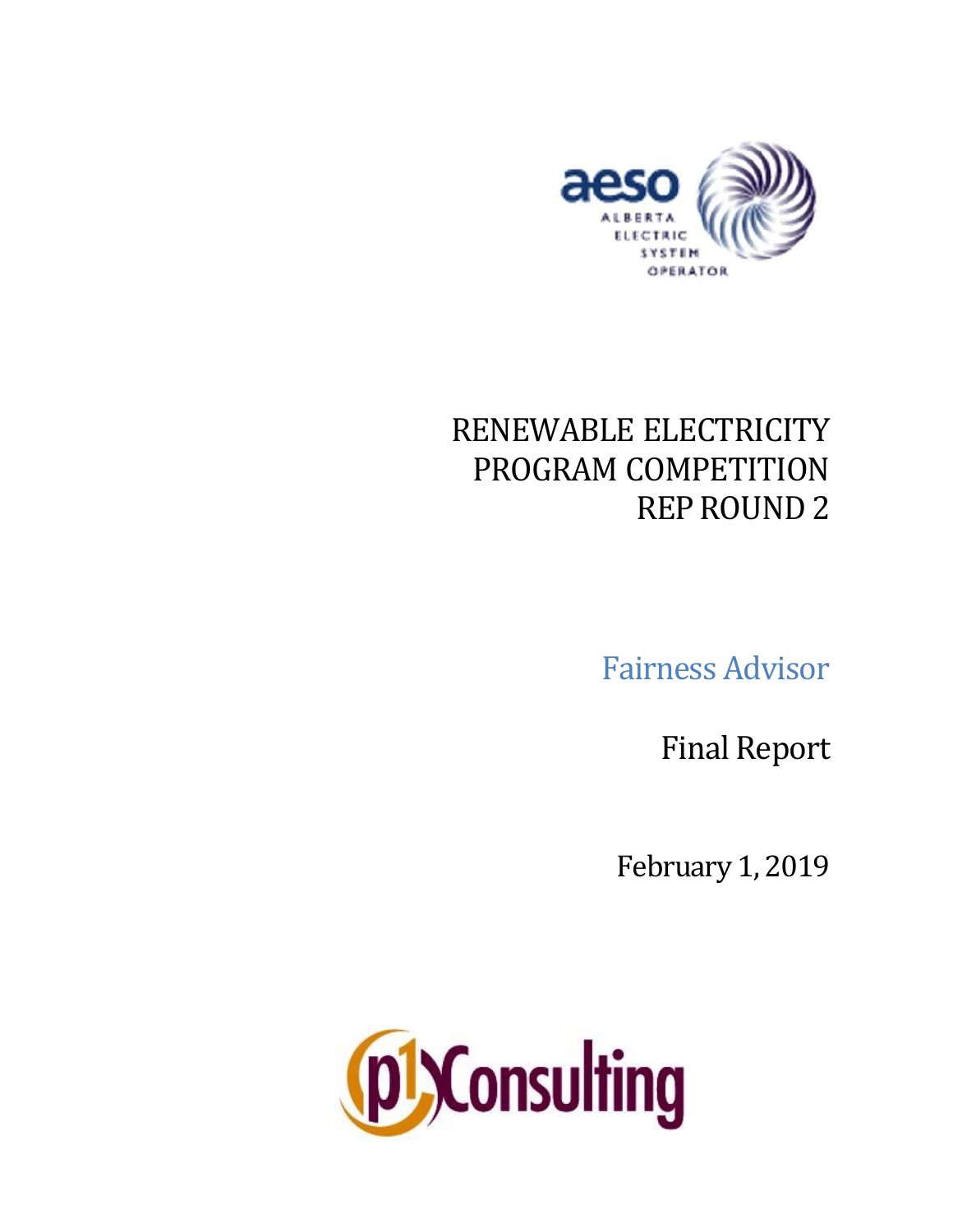aeso ALBERTA ELECTRIC SYSTEM OPERATOR

# RENEWABLE ELECTRICITY PROGRAM COMPETITION REP ROUND 2

## Fairness Advisor

## Final Report

February 1, 2019

p1 Consulting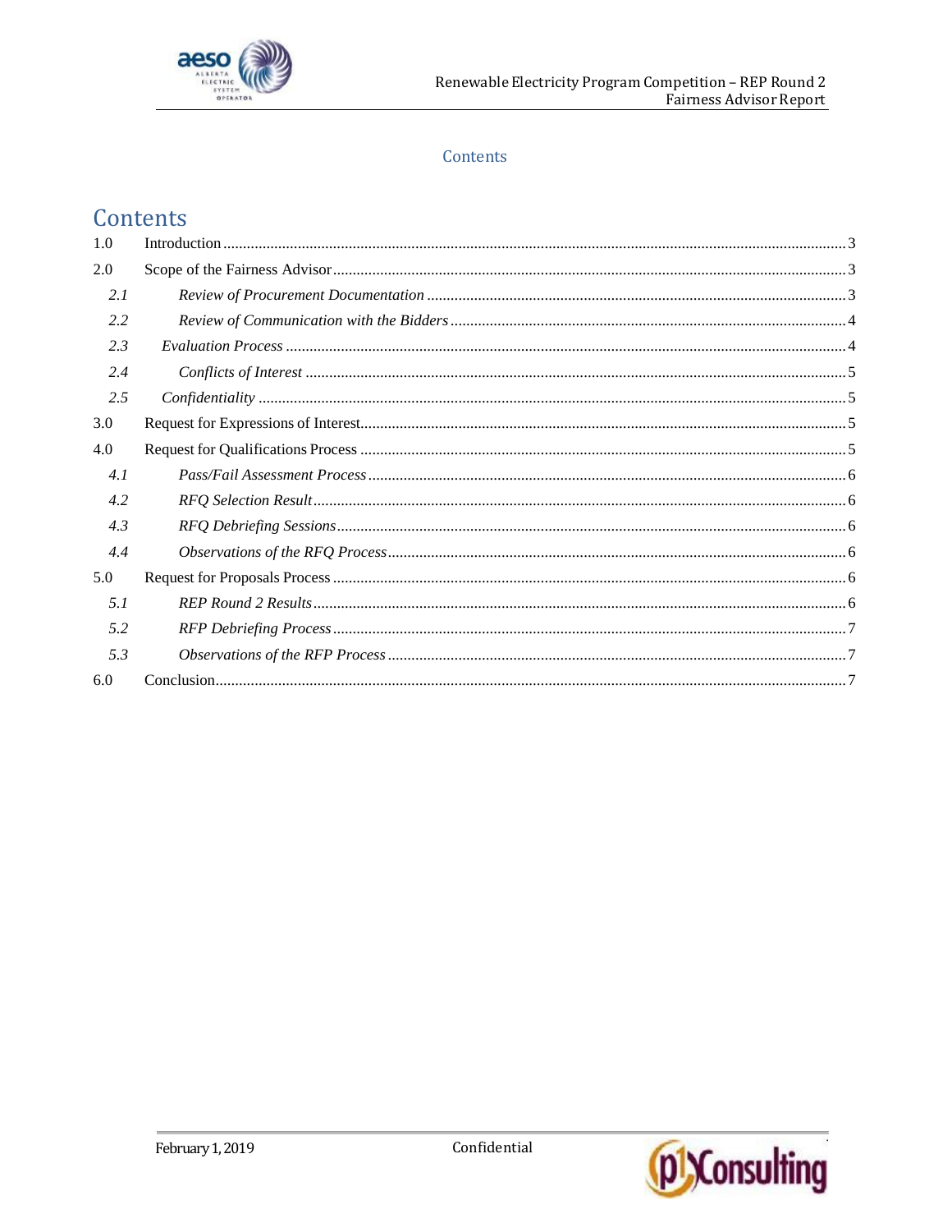# Contents

| | | |
|---|---|---|
| 1.0 | Introduction | 3 |
| 2.0 | Scope of the Fairness Advisor | 3 |
| *2.1* | *Review of Procurement Documentation* | 3 |
| *2.2* | *Review of Communication with the Bidders* | 4 |
| *2.3* | *Evaluation Process* | 4 |
| *2.4* | *Conflicts of Interest* | 5 |
| *2.5* | *Confidentiality* | 5 |
| 3.0 | Request for Expressions of Interest | 5 |
| 4.0 | Request for Qualifications Process | 5 |
| *4.1* | *Pass/Fail Assessment Process* | 6 |
| *4.2* | *RFQ Selection Result* | 6 |
| *4.3* | *RFQ Debriefing Sessions* | 6 |
| *4.4* | *Observations of the RFQ Process* | 6 |
| 5.0 | Request for Proposals Process | 6 |
| *5.1* | *REP Round 2 Results* | 6 |
| *5.2* | *RFP Debriefing Process* | 7 |
| *5.3* | *Observations of the RFP Process* | 7 |
| 6.0 | Conclusion | 7 |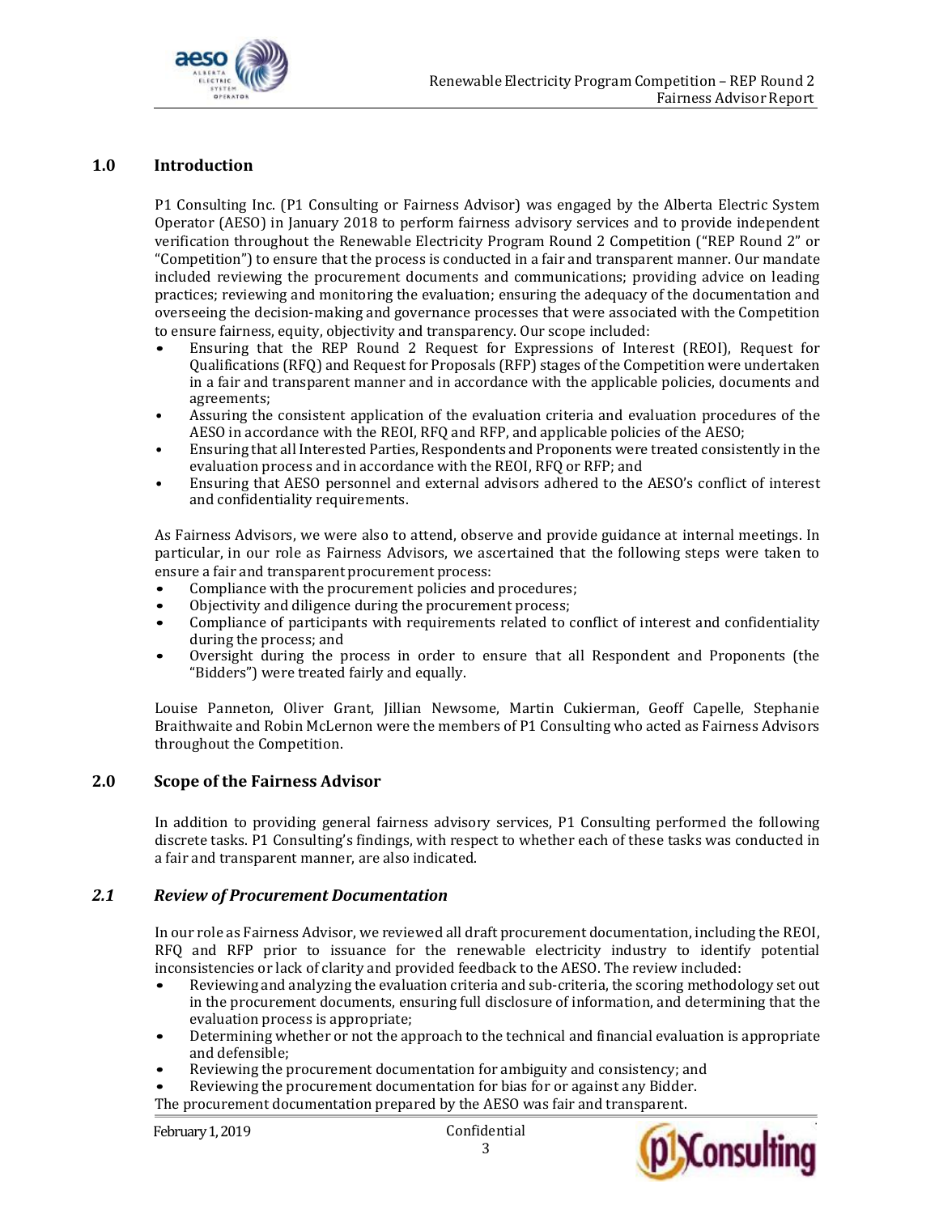## 1.0 Introduction

P1 Consulting Inc. (P1 Consulting or Fairness Advisor) was engaged by the Alberta Electric System Operator (AESO) in January 2018 to perform fairness advisory services and to provide independent verification throughout the Renewable Electricity Program Round 2 Competition ("REP Round 2" or "Competition") to ensure that the process is conducted in a fair and transparent manner. Our mandate included reviewing the procurement documents and communications; providing advice on leading practices; reviewing and monitoring the evaluation; ensuring the adequacy of the documentation and overseeing the decision-making and governance processes that were associated with the Competition to ensure fairness, equity, objectivity and transparency. Our scope included:

- Ensuring that the REP Round 2 Request for Expressions of Interest (REOI), Request for Qualifications (RFQ) and Request for Proposals (RFP) stages of the Competition were undertaken in a fair and transparent manner and in accordance with the applicable policies, documents and agreements;
- Assuring the consistent application of the evaluation criteria and evaluation procedures of the AESO in accordance with the REOI, RFQ and RFP, and applicable policies of the AESO;
- Ensuring that all Interested Parties, Respondents and Proponents were treated consistently in the evaluation process and in accordance with the REOI, RFQ or RFP; and
- Ensuring that AESO personnel and external advisors adhered to the AESO's conflict of interest and confidentiality requirements.

As Fairness Advisors, we were also to attend, observe and provide guidance at internal meetings. In particular, in our role as Fairness Advisors, we ascertained that the following steps were taken to ensure a fair and transparent procurement process:

- Compliance with the procurement policies and procedures;
- Objectivity and diligence during the procurement process;
- Compliance of participants with requirements related to conflict of interest and confidentiality during the process; and
- Oversight during the process in order to ensure that all Respondent and Proponents (the "Bidders") were treated fairly and equally.

Louise Panneton, Oliver Grant, Jillian Newsome, Martin Cukierman, Geoff Capelle, Stephanie Braithwaite and Robin McLernon were the members of P1 Consulting who acted as Fairness Advisors throughout the Competition.

## 2.0 Scope of the Fairness Advisor

In addition to providing general fairness advisory services, P1 Consulting performed the following discrete tasks. P1 Consulting's findings, with respect to whether each of these tasks was conducted in a fair and transparent manner, are also indicated.

### *2.1 Review of Procurement Documentation*

In our role as Fairness Advisor, we reviewed all draft procurement documentation, including the REOI, RFQ and RFP prior to issuance for the renewable electricity industry to identify potential inconsistencies or lack of clarity and provided feedback to the AESO. The review included:

- Reviewing and analyzing the evaluation criteria and sub-criteria, the scoring methodology set out in the procurement documents, ensuring full disclosure of information, and determining that the evaluation process is appropriate;
- Determining whether or not the approach to the technical and financial evaluation is appropriate and defensible;
- Reviewing the procurement documentation for ambiguity and consistency; and
- Reviewing the procurement documentation for bias for or against any Bidder.

The procurement documentation prepared by the AESO was fair and transparent.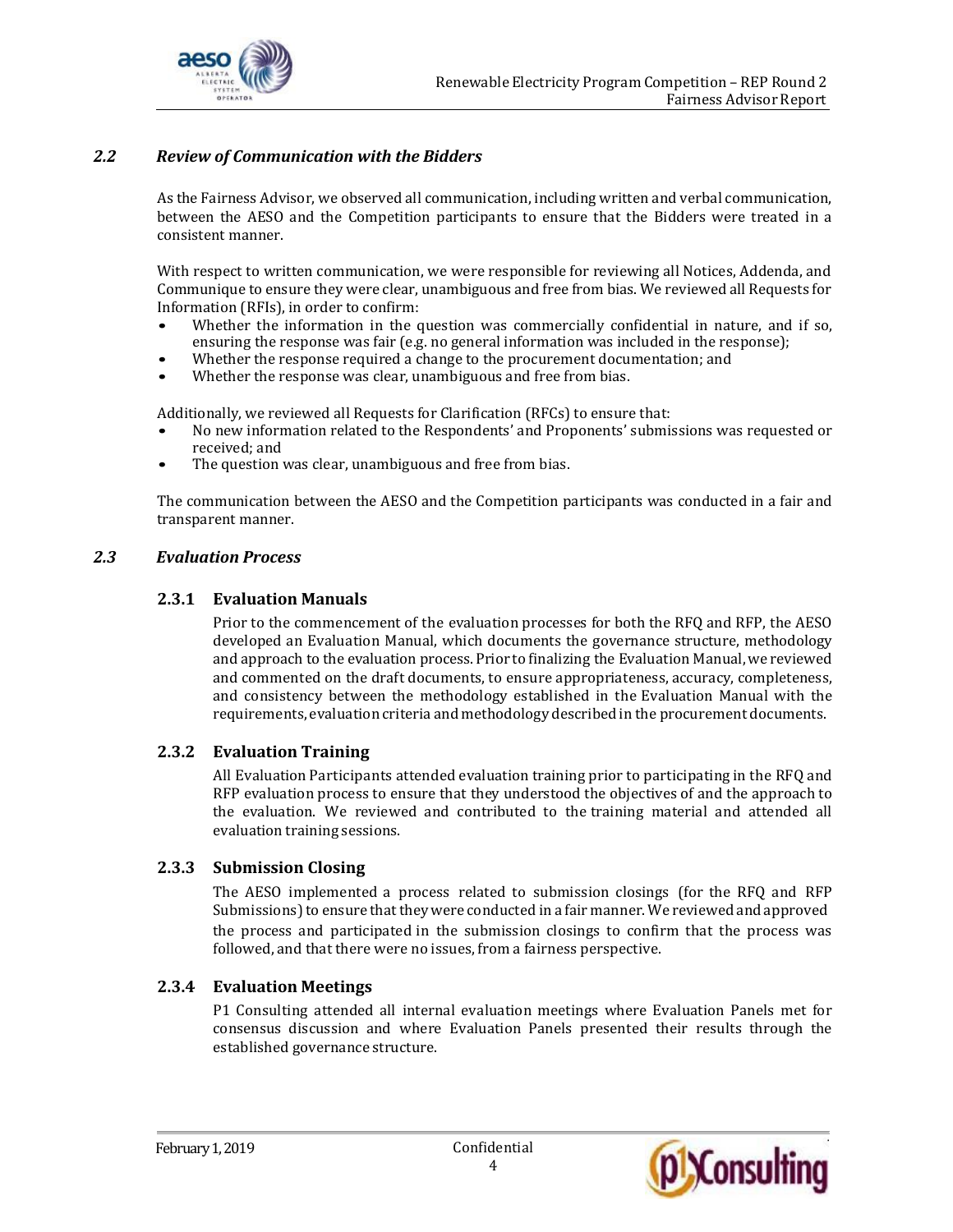## *2.2 Review of Communication with the Bidders*

As the Fairness Advisor, we observed all communication, including written and verbal communication, between the AESO and the Competition participants to ensure that the Bidders were treated in a consistent manner.

With respect to written communication, we were responsible for reviewing all Notices, Addenda, and Communique to ensure they were clear, unambiguous and free from bias. We reviewed all Requests for Information (RFIs), in order to confirm:

- Whether the information in the question was commercially confidential in nature, and if so, ensuring the response was fair (e.g. no general information was included in the response);
- Whether the response required a change to the procurement documentation; and
- Whether the response was clear, unambiguous and free from bias.

Additionally, we reviewed all Requests for Clarification (RFCs) to ensure that:

- No new information related to the Respondents' and Proponents' submissions was requested or received; and
- The question was clear, unambiguous and free from bias.

The communication between the AESO and the Competition participants was conducted in a fair and transparent manner.

## *2.3 Evaluation Process*

### 2.3.1 Evaluation Manuals

Prior to the commencement of the evaluation processes for both the RFQ and RFP, the AESO developed an Evaluation Manual, which documents the governance structure, methodology and approach to the evaluation process. Prior to finalizing the Evaluation Manual, we reviewed and commented on the draft documents, to ensure appropriateness, accuracy, completeness, and consistency between the methodology established in the Evaluation Manual with the requirements, evaluation criteria and methodology described in the procurement documents.

### 2.3.2 Evaluation Training

All Evaluation Participants attended evaluation training prior to participating in the RFQ and RFP evaluation process to ensure that they understood the objectives of and the approach to the evaluation. We reviewed and contributed to the training material and attended all evaluation training sessions.

### 2.3.3 Submission Closing

The AESO implemented a process related to submission closings (for the RFQ and RFP Submissions) to ensure that they were conducted in a fair manner. We reviewed and approved the process and participated in the submission closings to confirm that the process was followed, and that there were no issues, from a fairness perspective.

### 2.3.4 Evaluation Meetings

P1 Consulting attended all internal evaluation meetings where Evaluation Panels met for consensus discussion and where Evaluation Panels presented their results through the established governance structure.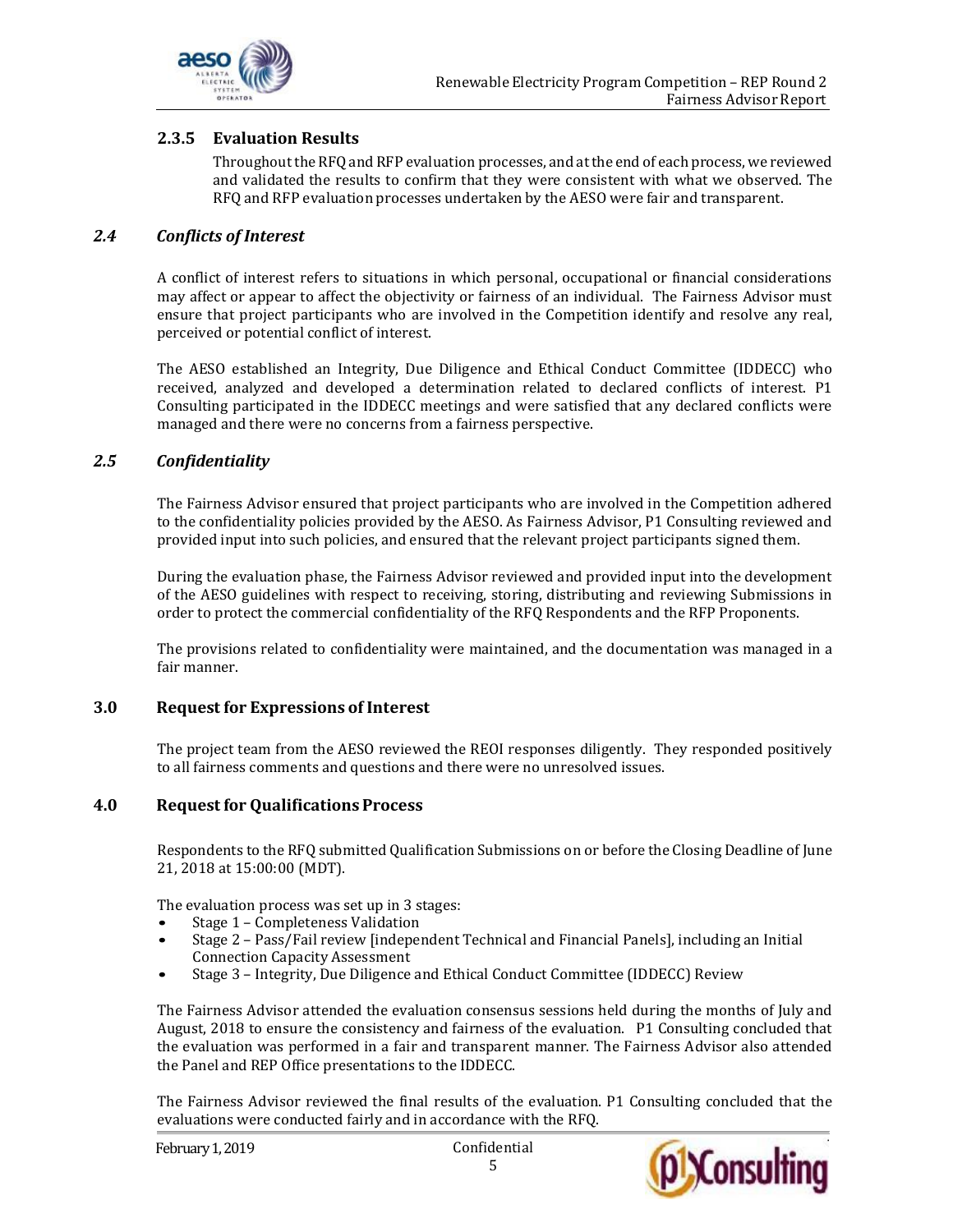### 2.3.5 Evaluation Results

Throughout the RFQ and RFP evaluation processes, and at the end of each process, we reviewed and validated the results to confirm that they were consistent with what we observed. The RFQ and RFP evaluation processes undertaken by the AESO were fair and transparent.

## *2.4 Conflicts of Interest*

A conflict of interest refers to situations in which personal, occupational or financial considerations may affect or appear to affect the objectivity or fairness of an individual. The Fairness Advisor must ensure that project participants who are involved in the Competition identify and resolve any real, perceived or potential conflict of interest.

The AESO established an Integrity, Due Diligence and Ethical Conduct Committee (IDDECC) who received, analyzed and developed a determination related to declared conflicts of interest. P1 Consulting participated in the IDDECC meetings and were satisfied that any declared conflicts were managed and there were no concerns from a fairness perspective.

## *2.5 Confidentiality*

The Fairness Advisor ensured that project participants who are involved in the Competition adhered to the confidentiality policies provided by the AESO. As Fairness Advisor, P1 Consulting reviewed and provided input into such policies, and ensured that the relevant project participants signed them.

During the evaluation phase, the Fairness Advisor reviewed and provided input into the development of the AESO guidelines with respect to receiving, storing, distributing and reviewing Submissions in order to protect the commercial confidentiality of the RFQ Respondents and the RFP Proponents.

The provisions related to confidentiality were maintained, and the documentation was managed in a fair manner.

## 3.0 Request for Expressions of Interest

The project team from the AESO reviewed the REOI responses diligently. They responded positively to all fairness comments and questions and there were no unresolved issues.

## 4.0 Request for Qualifications Process

Respondents to the RFQ submitted Qualification Submissions on or before the Closing Deadline of June 21, 2018 at 15:00:00 (MDT).

The evaluation process was set up in 3 stages:

- Stage 1 – Completeness Validation
- Stage 2 – Pass/Fail review [independent Technical and Financial Panels], including an Initial Connection Capacity Assessment
- Stage 3 – Integrity, Due Diligence and Ethical Conduct Committee (IDDECC) Review

The Fairness Advisor attended the evaluation consensus sessions held during the months of July and August, 2018 to ensure the consistency and fairness of the evaluation. P1 Consulting concluded that the evaluation was performed in a fair and transparent manner. The Fairness Advisor also attended the Panel and REP Office presentations to the IDDECC.

The Fairness Advisor reviewed the final results of the evaluation. P1 Consulting concluded that the evaluations were conducted fairly and in accordance with the RFQ.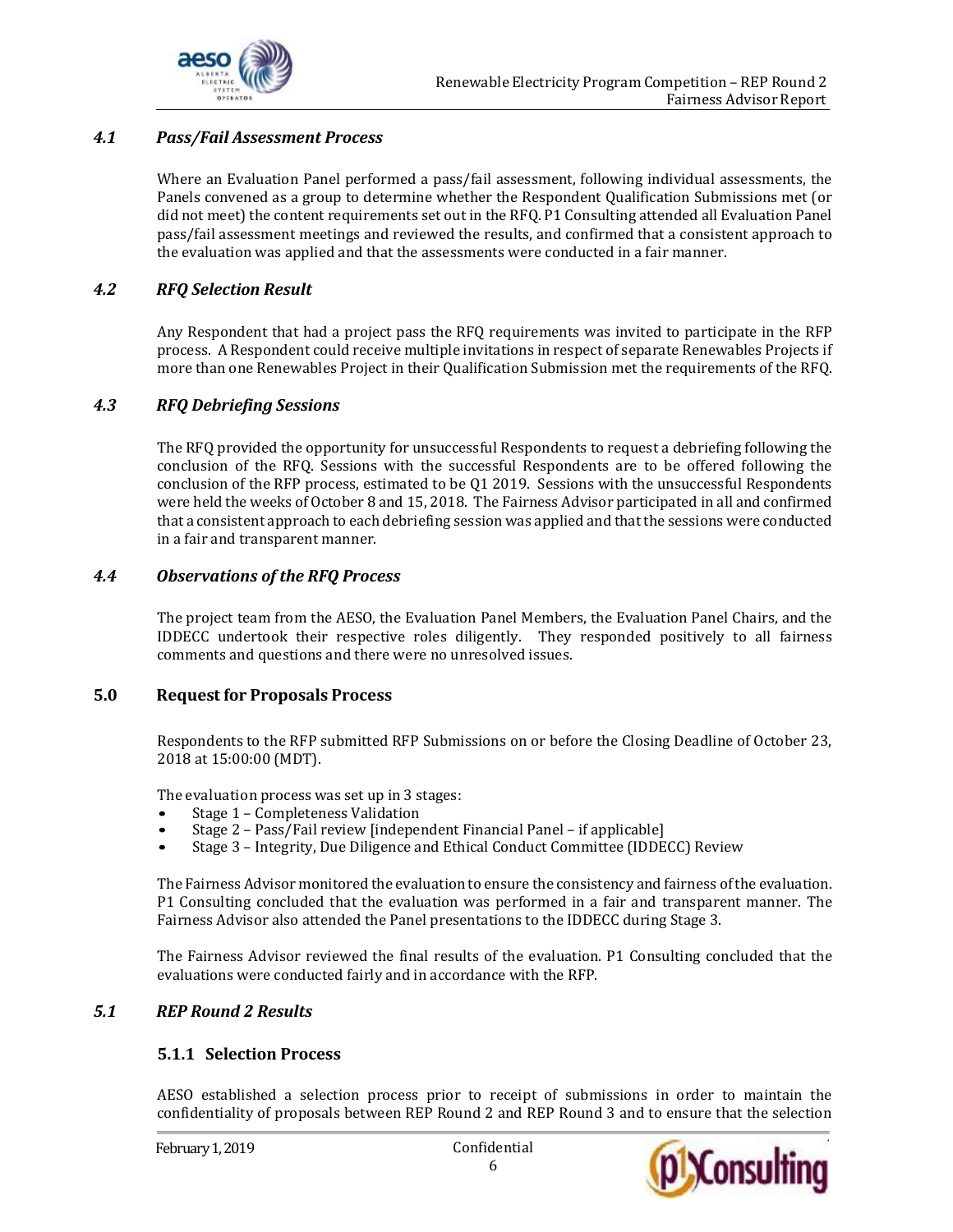### *4.1 Pass/Fail Assessment Process*

Where an Evaluation Panel performed a pass/fail assessment, following individual assessments, the Panels convened as a group to determine whether the Respondent Qualification Submissions met (or did not meet) the content requirements set out in the RFQ. P1 Consulting attended all Evaluation Panel pass/fail assessment meetings and reviewed the results, and confirmed that a consistent approach to the evaluation was applied and that the assessments were conducted in a fair manner.

### *4.2 RFQ Selection Result*

Any Respondent that had a project pass the RFQ requirements was invited to participate in the RFP process. A Respondent could receive multiple invitations in respect of separate Renewables Projects if more than one Renewables Project in their Qualification Submission met the requirements of the RFQ.

### *4.3 RFQ Debriefing Sessions*

The RFQ provided the opportunity for unsuccessful Respondents to request a debriefing following the conclusion of the RFQ. Sessions with the successful Respondents are to be offered following the conclusion of the RFP process, estimated to be Q1 2019. Sessions with the unsuccessful Respondents were held the weeks of October 8 and 15, 2018. The Fairness Advisor participated in all and confirmed that a consistent approach to each debriefing session was applied and that the sessions were conducted in a fair and transparent manner.

### *4.4 Observations of the RFQ Process*

The project team from the AESO, the Evaluation Panel Members, the Evaluation Panel Chairs, and the IDDECC undertook their respective roles diligently. They responded positively to all fairness comments and questions and there were no unresolved issues.

## 5.0 Request for Proposals Process

Respondents to the RFP submitted RFP Submissions on or before the Closing Deadline of October 23, 2018 at 15:00:00 (MDT).

The evaluation process was set up in 3 stages:

- Stage 1 – Completeness Validation
- Stage 2 – Pass/Fail review [independent Financial Panel – if applicable]
- Stage 3 – Integrity, Due Diligence and Ethical Conduct Committee (IDDECC) Review

The Fairness Advisor monitored the evaluation to ensure the consistency and fairness of the evaluation. P1 Consulting concluded that the evaluation was performed in a fair and transparent manner. The Fairness Advisor also attended the Panel presentations to the IDDECC during Stage 3.

The Fairness Advisor reviewed the final results of the evaluation. P1 Consulting concluded that the evaluations were conducted fairly and in accordance with the RFP.

### *5.1 REP Round 2 Results*

#### 5.1.1 Selection Process

AESO established a selection process prior to receipt of submissions in order to maintain the confidentiality of proposals between REP Round 2 and REP Round 3 and to ensure that the selection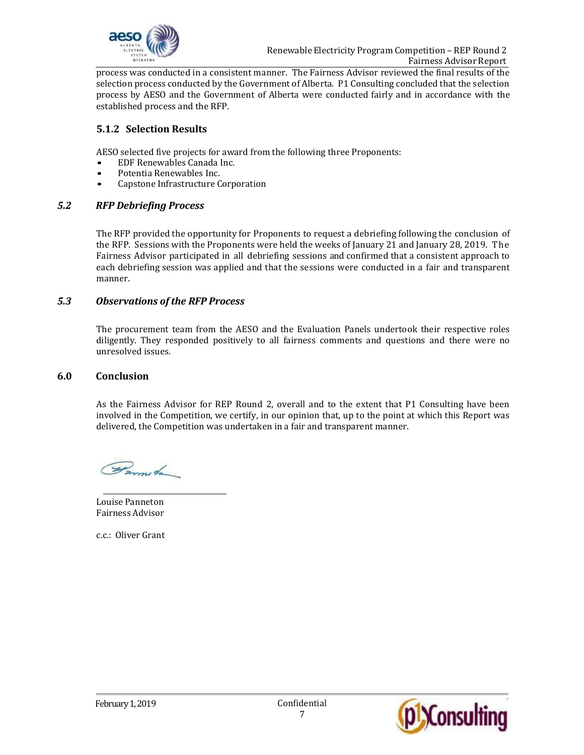process was conducted in a consistent manner. The Fairness Advisor reviewed the final results of the selection process conducted by the Government of Alberta. P1 Consulting concluded that the selection process by AESO and the Government of Alberta were conducted fairly and in accordance with the established process and the RFP.

### 5.1.2 Selection Results

AESO selected five projects for award from the following three Proponents:

- EDF Renewables Canada Inc.
- Potentia Renewables Inc.
- Capstone Infrastructure Corporation

## *5.2 RFP Debriefing Process*

The RFP provided the opportunity for Proponents to request a debriefing following the conclusion of the RFP. Sessions with the Proponents were held the weeks of January 21 and January 28, 2019. The Fairness Advisor participated in all debriefing sessions and confirmed that a consistent approach to each debriefing session was applied and that the sessions were conducted in a fair and transparent manner.

## *5.3 Observations of the RFP Process*

The procurement team from the AESO and the Evaluation Panels undertook their respective roles diligently. They responded positively to all fairness comments and questions and there were no unresolved issues.

# 6.0 Conclusion

As the Fairness Advisor for REP Round 2, overall and to the extent that P1 Consulting have been involved in the Competition, we certify, in our opinion that, up to the point at which this Report was delivered, the Competition was undertaken in a fair and transparent manner.

Louise Panneton
Fairness Advisor

c.c.: Oliver Grant